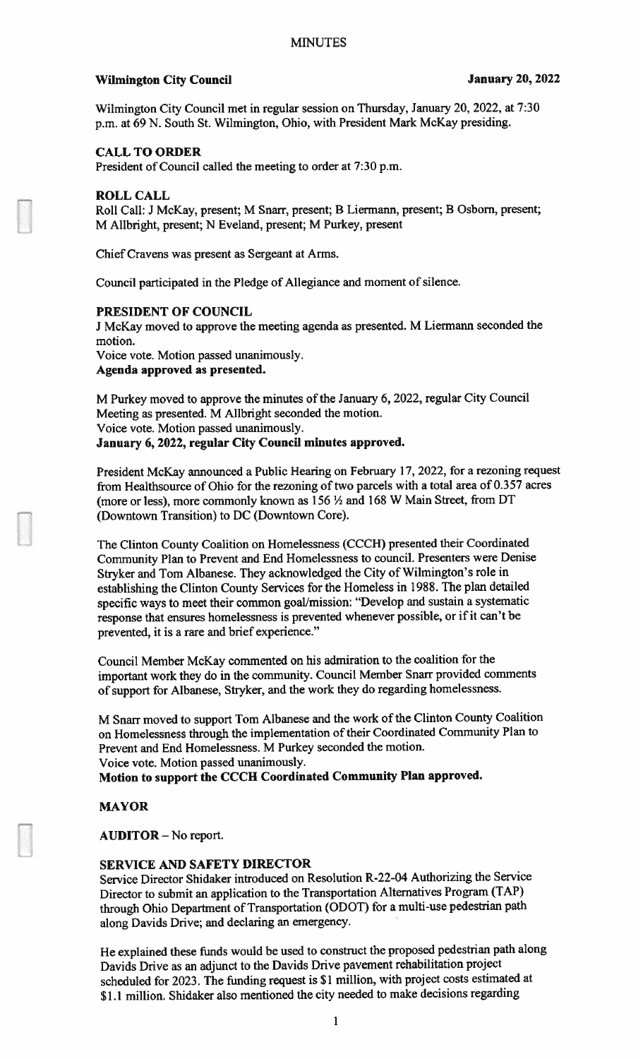# MINUTES

**Wilmington City Council** **January 20, 2022**

Wilmington City Council met in regular session on Thursday, January 20, 2022, at 7:30 p.m. at 69 N. South St. Wilmington, Ohio, with President Mark McKay presiding.

## CALL TO ORDER

President of Council called the meeting to order at 7:30 p.m.

## ROLL CALL

Roll Call: J McKay, present; M Snarr, present; B Liermann, present; B Osborn, present; M Allbright, present; N Eveland, present; M Purkey, present

Chief Cravens was present as Sergeant at Arms.

Council participated in the Pledge of Allegiance and moment of silence.

## PRESIDENT OF COUNCIL

J McKay moved to approve the meeting agenda as presented. M Liermann seconded the motion.
Voice vote. Motion passed unanimously.
**Agenda approved as presented.**

M Purkey moved to approve the minutes of the January 6, 2022, regular City Council Meeting as presented. M Allbright seconded the motion.
Voice vote. Motion passed unanimously.
**January 6, 2022, regular City Council minutes approved.**

President McKay announced a Public Hearing on February 17, 2022, for a rezoning request from Healthsource of Ohio for the rezoning of two parcels with a total area of 0.357 acres (more or less), more commonly known as 156 ½ and 168 W Main Street, from DT (Downtown Transition) to DC (Downtown Core).

The Clinton County Coalition on Homelessness (CCCH) presented their Coordinated Community Plan to Prevent and End Homelessness to council. Presenters were Denise Stryker and Tom Albanese. They acknowledged the City of Wilmington's role in establishing the Clinton County Services for the Homeless in 1988. The plan detailed specific ways to meet their common goal/mission: "Develop and sustain a systematic response that ensures homelessness is prevented whenever possible, or if it can't be prevented, it is a rare and brief experience."

Council Member McKay commented on his admiration to the coalition for the important work they do in the community. Council Member Snarr provided comments of support for Albanese, Stryker, and the work they do regarding homelessness.

M Snarr moved to support Tom Albanese and the work of the Clinton County Coalition on Homelessness through the implementation of their Coordinated Community Plan to Prevent and End Homelessness. M Purkey seconded the motion.
Voice vote. Motion passed unanimously.
**Motion to support the CCCH Coordinated Community Plan approved.**

## MAYOR

## AUDITOR – No report.

## SERVICE AND SAFETY DIRECTOR

Service Director Shidaker introduced on Resolution R-22-04 Authorizing the Service Director to submit an application to the Transportation Alternatives Program (TAP) through Ohio Department of Transportation (ODOT) for a multi-use pedestrian path along Davids Drive; and declaring an emergency.

He explained these funds would be used to construct the proposed pedestrian path along Davids Drive as an adjunct to the Davids Drive pavement rehabilitation project scheduled for 2023. The funding request is $1 million, with project costs estimated at $1.1 million. Shidaker also mentioned the city needed to make decisions regarding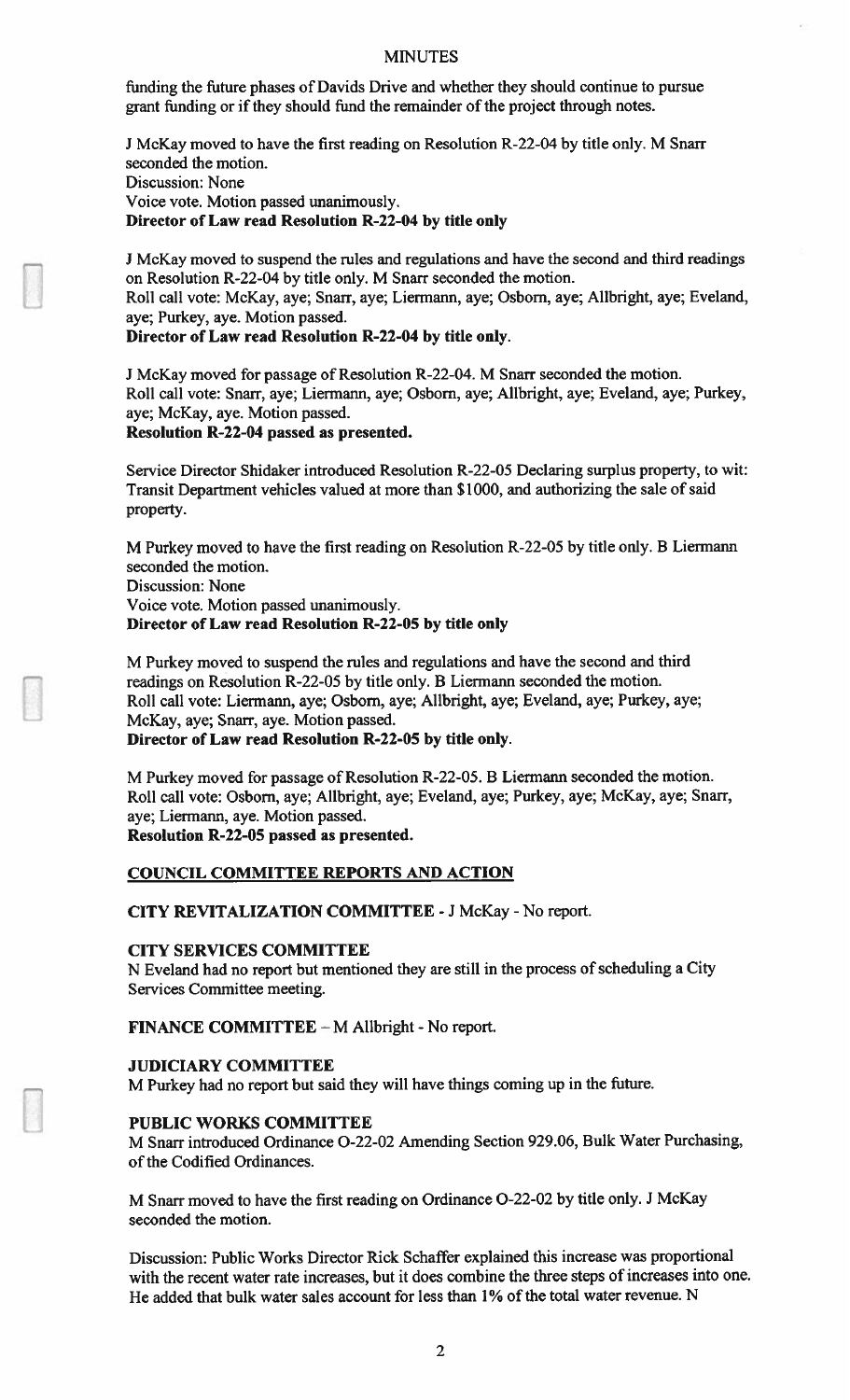funding the future phases of Davids Drive and whether they should continue to pursue grant funding or if they should fund the remainder of the project through notes.

J McKay moved to have the first reading on Resolution R-22-04 by title only. M Snarr seconded the motion.
Discussion: None
Voice vote. Motion passed unanimously.
**Director of Law read Resolution R-22-04 by title only**

J McKay moved to suspend the rules and regulations and have the second and third readings on Resolution R-22-04 by title only. M Snarr seconded the motion.
Roll call vote: McKay, aye; Snarr, aye; Liermann, aye; Osborn, aye; Allbright, aye; Eveland, aye; Purkey, aye. Motion passed.
**Director of Law read Resolution R-22-04 by title only.**

J McKay moved for passage of Resolution R-22-04. M Snarr seconded the motion.
Roll call vote: Snarr, aye; Liermann, aye; Osborn, aye; Allbright, aye; Eveland, aye; Purkey, aye; McKay, aye. Motion passed.
**Resolution R-22-04 passed as presented.**

Service Director Shidaker introduced Resolution R-22-05 Declaring surplus property, to wit: Transit Department vehicles valued at more than $1000, and authorizing the sale of said property.

M Purkey moved to have the first reading on Resolution R-22-05 by title only. B Liermann seconded the motion.
Discussion: None
Voice vote. Motion passed unanimously.
**Director of Law read Resolution R-22-05 by title only**

M Purkey moved to suspend the rules and regulations and have the second and third readings on Resolution R-22-05 by title only. B Liermann seconded the motion.
Roll call vote: Liermann, aye; Osborn, aye; Allbright, aye; Eveland, aye; Purkey, aye; McKay, aye; Snarr, aye. Motion passed.
**Director of Law read Resolution R-22-05 by title only.**

M Purkey moved for passage of Resolution R-22-05. B Liermann seconded the motion.
Roll call vote: Osborn, aye; Allbright, aye; Eveland, aye; Purkey, aye; McKay, aye; Snarr, aye; Liermann, aye. Motion passed.
**Resolution R-22-05 passed as presented.**

## COUNCIL COMMITTEE REPORTS AND ACTION

**CITY REVITALIZATION COMMITTEE** - J McKay - No report.

**CITY SERVICES COMMITTEE**

N Eveland had no report but mentioned they are still in the process of scheduling a City Services Committee meeting.

**FINANCE COMMITTEE** – M Allbright - No report.

**JUDICIARY COMMITTEE**

M Purkey had no report but said they will have things coming up in the future.

**PUBLIC WORKS COMMITTEE**

M Snarr introduced Ordinance O-22-02 Amending Section 929.06, Bulk Water Purchasing, of the Codified Ordinances.

M Snarr moved to have the first reading on Ordinance O-22-02 by title only. J McKay seconded the motion.

Discussion: Public Works Director Rick Schaffer explained this increase was proportional with the recent water rate increases, but it does combine the three steps of increases into one. He added that bulk water sales account for less than 1% of the total water revenue. N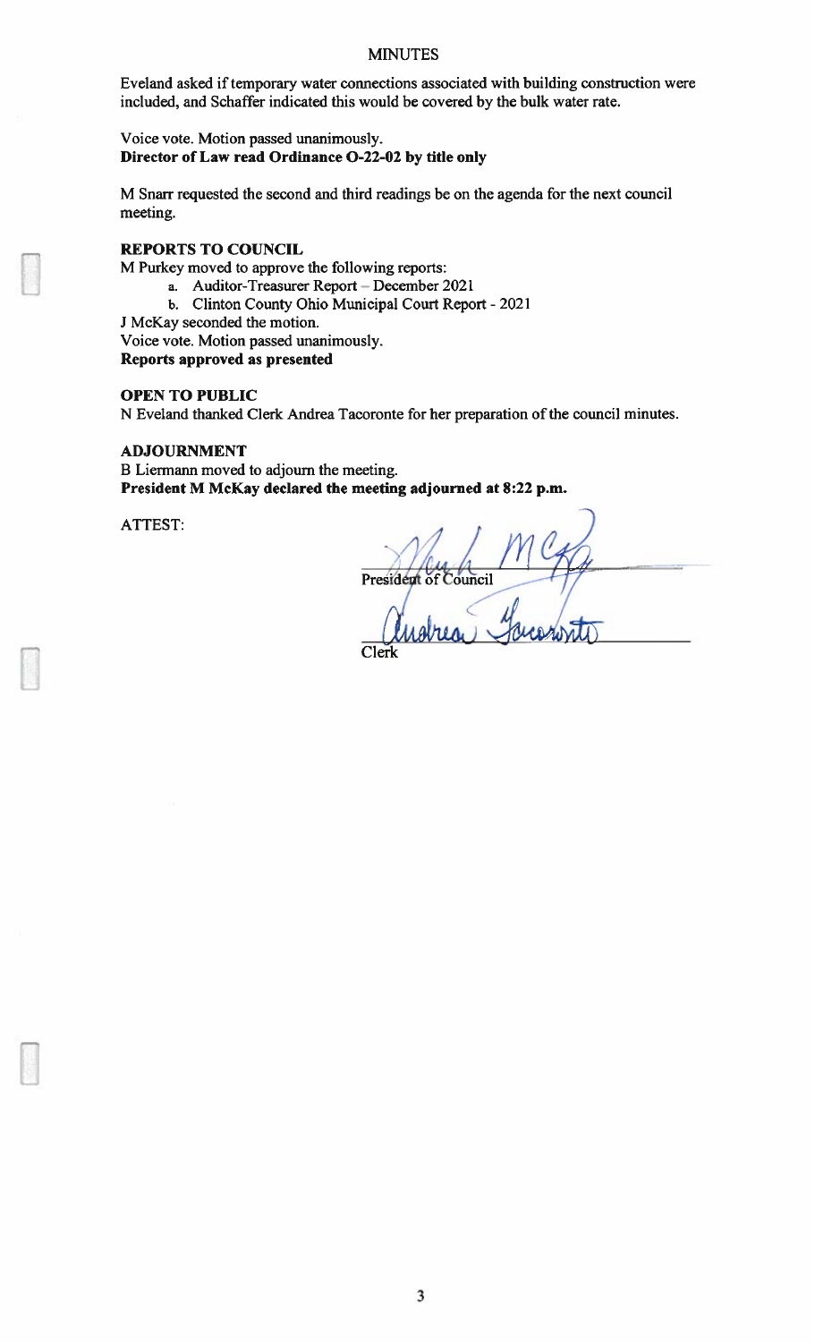MINUTES

Eveland asked if temporary water connections associated with building construction were included, and Schaffer indicated this would be covered by the bulk water rate.

Voice vote. Motion passed unanimously.
**Director of Law read Ordinance O-22-02 by title only**

M Snarr requested the second and third readings be on the agenda for the next council meeting.

**REPORTS TO COUNCIL**

M Purkey moved to approve the following reports:

a. Auditor-Treasurer Report – December 2021
b. Clinton County Ohio Municipal Court Report - 2021

J McKay seconded the motion.
Voice vote. Motion passed unanimously.
**Reports approved as presented**

**OPEN TO PUBLIC**

N Eveland thanked Clerk Andrea Tacoronte for her preparation of the council minutes.

**ADJOURNMENT**

B Liermann moved to adjourn the meeting.
**President M McKay declared the meeting adjourned at 8:22 p.m.**

ATTEST:

President of Council

Clerk